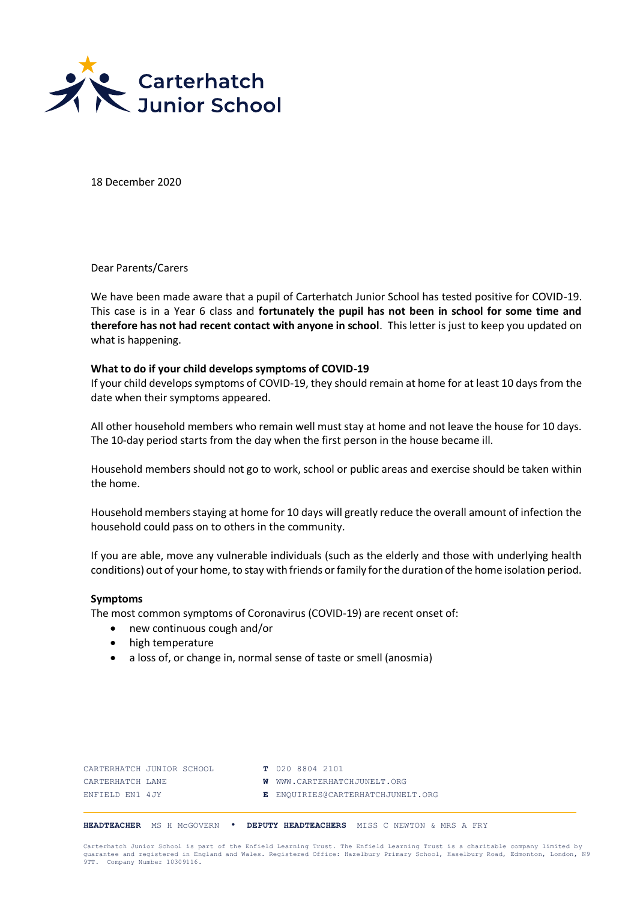Carterhatch Junior School

18 December 2020

Dear Parents/Carers

We have been made aware that a pupil of Carterhatch Junior School has tested positive for COVID-19. This case is in a Year 6 class and **fortunately the pupil has not been in school for some time and therefore has not had recent contact with anyone in school**. This letter is just to keep you updated on what is happening.

**What to do if your child develops symptoms of COVID-19**

If your child develops symptoms of COVID-19, they should remain at home for at least 10 days from the date when their symptoms appeared.

All other household members who remain well must stay at home and not leave the house for 10 days. The 10-day period starts from the day when the first person in the house became ill.

Household members should not go to work, school or public areas and exercise should be taken within the home.

Household members staying at home for 10 days will greatly reduce the overall amount of infection the household could pass on to others in the community.

If you are able, move any vulnerable individuals (such as the elderly and those with underlying health conditions) out of your home, to stay with friends or family for the duration of the home isolation period.

**Symptoms**

The most common symptoms of Coronavirus (COVID-19) are recent onset of:

- new continuous cough and/or
- high temperature
- a loss of, or change in, normal sense of taste or smell (anosmia)

CARTERHATCH JUNIOR SCHOOL
CARTERHATCH LANE
ENFIELD EN1 4JY

**T** 020 8804 2101
**W** WWW.CARTERHATCHJUNELT.ORG
**E** ENQUIRIES@CARTERHATCHJUNELT.ORG

**HEADTEACHER** MS H McGOVERN • **DEPUTY HEADTEACHERS** MISS C NEWTON & MRS A FRY

Carterhatch Junior School is part of the Enfield Learning Trust. The Enfield Learning Trust is a charitable company limited by guarantee and registered in England and Wales. Registered Office: Hazelbury Primary School, Haselbury Road, Edmonton, London, N9 9TT. Company Number 10309116.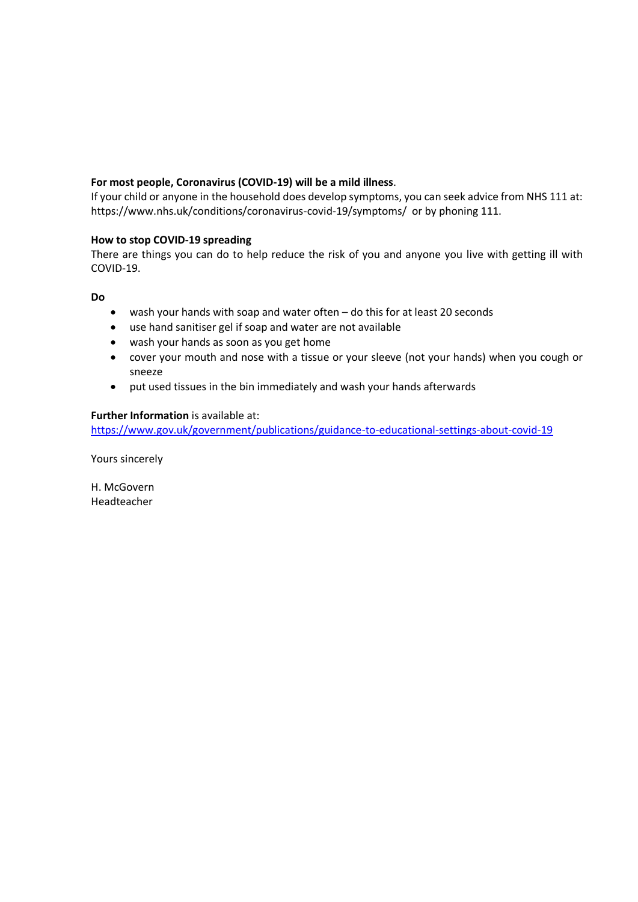**For most people, Coronavirus (COVID-19) will be a mild illness**.
If your child or anyone in the household does develop symptoms, you can seek advice from NHS 111 at: https://www.nhs.uk/conditions/coronavirus-covid-19/symptoms/ or by phoning 111.

**How to stop COVID-19 spreading**
There are things you can do to help reduce the risk of you and anyone you live with getting ill with COVID-19.

**Do**

- wash your hands with soap and water often – do this for at least 20 seconds
- use hand sanitiser gel if soap and water are not available
- wash your hands as soon as you get home
- cover your mouth and nose with a tissue or your sleeve (not your hands) when you cough or sneeze
- put used tissues in the bin immediately and wash your hands afterwards

**Further Information** is available at:
https://www.gov.uk/government/publications/guidance-to-educational-settings-about-covid-19

Yours sincerely

H. McGovern
Headteacher